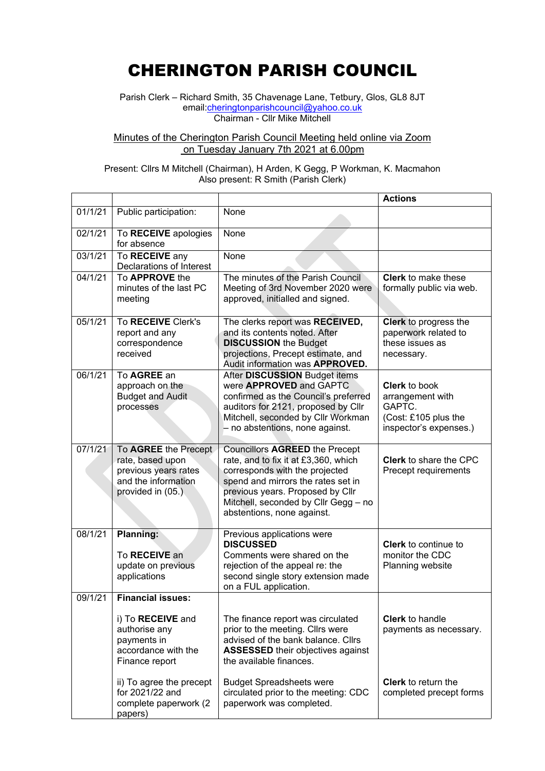# CHERINGTON PARISH COUNCIL

Parish Clerk – Richard Smith, 35 Chavenage Lane, Tetbury, Glos, GL8 8JT
email:cheringtonparishcouncil@yahoo.co.uk
Chairman - Cllr Mike Mitchell

Minutes of the Cherington Parish Council Meeting held online via Zoom on Tuesday January 7th 2021 at 6.00pm

Present: Cllrs M Mitchell (Chairman), H Arden, K Gegg, P Workman, K. Macmahon
Also present: R Smith (Parish Clerk)

| | | | Actions |
|---|---|---|---|
| 01/1/21 | Public participation: | None | |
| 02/1/21 | To **RECEIVE** apologies for absence | None | |
| 03/1/21 | To **RECEIVE** any Declarations of Interest | None | |
| 04/1/21 | To **APPROVE** the minutes of the last PC meeting | The minutes of the Parish Council Meeting of 3rd November 2020 were approved, initialled and signed. | **Clerk** to make these formally public via web. |
| 05/1/21 | To **RECEIVE** Clerk's report and any correspondence received | The clerks report was **RECEIVED,** and its contents noted. After **DISCUSSION** the Budget projections, Precept estimate, and Audit information was **APPROVED.** | **Clerk** to progress the paperwork related to these issues as necessary. |
| 06/1/21 | To **AGREE** an approach on the Budget and Audit processes | After **DISCUSSION** Budget items were **APPROVED** and GAPTC confirmed as the Council's preferred auditors for 2121, proposed by Cllr Mitchell, seconded by Cllr Workman – no abstentions, none against. | **Clerk** to book arrangement with GAPTC. (Cost: £105 plus the inspector's expenses.) |
| 07/1/21 | To **AGREE** the Precept rate, based upon previous years rates and the information provided in (05.) | Councillors **AGREED** the Precept rate, and to fix it at £3,360, which corresponds with the projected spend and mirrors the rates set in previous years. Proposed by Cllr Mitchell, seconded by Cllr Gegg – no abstentions, none against. | **Clerk** to share the CPC Precept requirements |
| 08/1/21 | **Planning:** To **RECEIVE** an update on previous applications | Previous applications were **DISCUSSED** Comments were shared on the rejection of the appeal re: the second single story extension made on a FUL application. | **Clerk** to continue to monitor the CDC Planning website |
| 09/1/21 | **Financial issues:** | | |
| | i) To **RECEIVE** and authorise any payments in accordance with the Finance report | The finance report was circulated prior to the meeting. Cllrs were advised of the bank balance. Cllrs **ASSESSED** their objectives against the available finances. | **Clerk** to handle payments as necessary. |
| | ii) To agree the precept for 2021/22 and complete paperwork (2 papers) | Budget Spreadsheets were circulated prior to the meeting: CDC paperwork was completed. | **Clerk** to return the completed precept forms |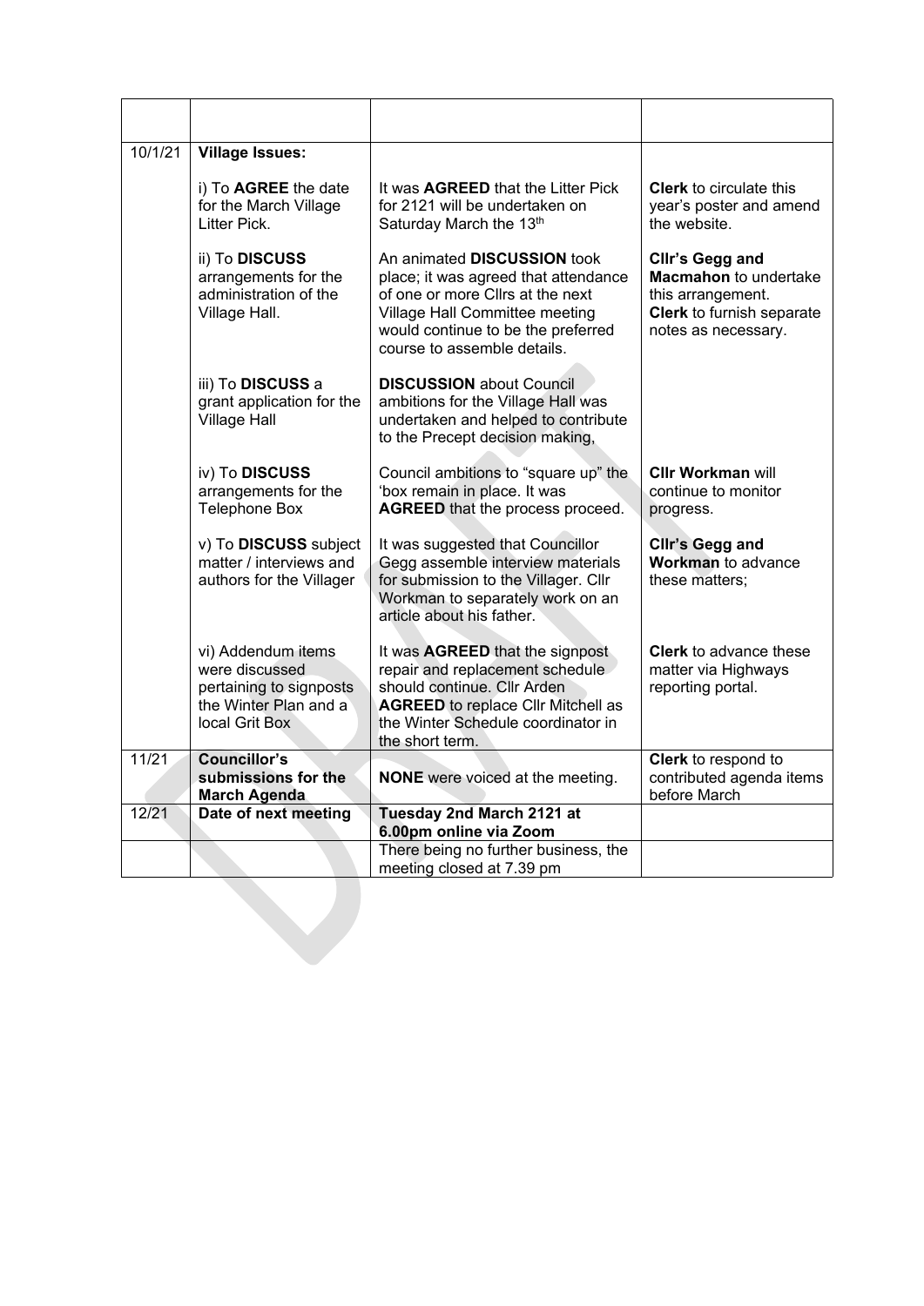| | | | |
|---|---|---|---|
| 10/1/21 | **Village Issues:**<br><br>i) To **AGREE** the date for the March Village Litter Pick. | It was **AGREED** that the Litter Pick for 2121 will be undertaken on Saturday March the 13th | **Clerk** to circulate this year's poster and amend the website. |
| | ii) To **DISCUSS** arrangements for the administration of the Village Hall. | An animated **DISCUSSION** took place; it was agreed that attendance of one or more Cllrs at the next Village Hall Committee meeting would continue to be the preferred course to assemble details. | **Cllr's Gegg and Macmahon** to undertake this arrangement. **Clerk** to furnish separate notes as necessary. |
| | iii) To **DISCUSS** a grant application for the Village Hall | **DISCUSSION** about Council ambitions for the Village Hall was undertaken and helped to contribute to the Precept decision making, | |
| | iv) To **DISCUSS** arrangements for the Telephone Box | Council ambitions to "square up" the 'box remain in place. It was **AGREED** that the process proceed. | **Cllr Workman** will continue to monitor progress. |
| | v) To **DISCUSS** subject matter / interviews and authors for the Villager | It was suggested that Councillor Gegg assemble interview materials for submission to the Villager. Cllr Workman to separately work on an article about his father. | **Cllr's Gegg and Workman** to advance these matters; |
| | vi) Addendum items were discussed pertaining to signposts the Winter Plan and a local Grit Box | It was **AGREED** that the signpost repair and replacement schedule should continue. Cllr Arden **AGREED** to replace Cllr Mitchell as the Winter Schedule coordinator in the short term. | **Clerk** to advance these matter via Highways reporting portal. |
| 11/21 | **Councillor's submissions for the March Agenda** | **NONE** were voiced at the meeting. | **Clerk** to respond to contributed agenda items before March |
| 12/21 | **Date of next meeting** | **Tuesday 2nd March 2121 at 6.00pm online via Zoom** | |
| | | There being no further business, the meeting closed at 7.39 pm | |